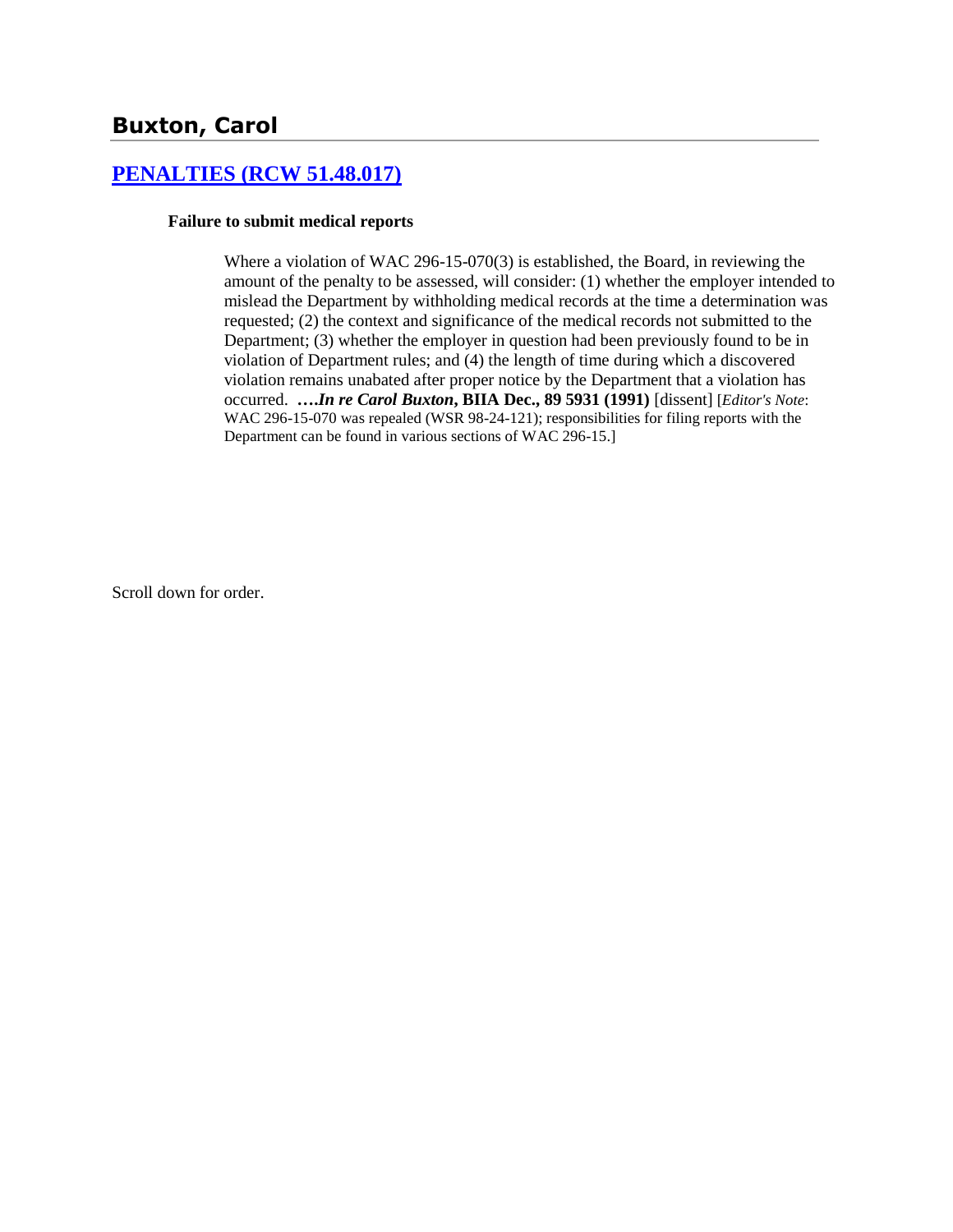# Buxton, Carol

## [PENALTIES (RCW 51.48.017)]

**Failure to submit medical reports**

> Where a violation of WAC 296-15-070(3) is established, the Board, in reviewing the amount of the penalty to be assessed, will consider: (1) whether the employer intended to mislead the Department by withholding medical records at the time a determination was requested; (2) the context and significance of the medical records not submitted to the Department; (3) whether the employer in question had been previously found to be in violation of Department rules; and (4) the length of time during which a discovered violation remains unabated after proper notice by the Department that a violation has occurred. ***….In re Carol Buxton*, BIIA Dec., 89 5931 (1991)** [dissent] [*Editor's Note*: WAC 296-15-070 was repealed (WSR 98-24-121); responsibilities for filing reports with the Department can be found in various sections of WAC 296-15.]

Scroll down for order.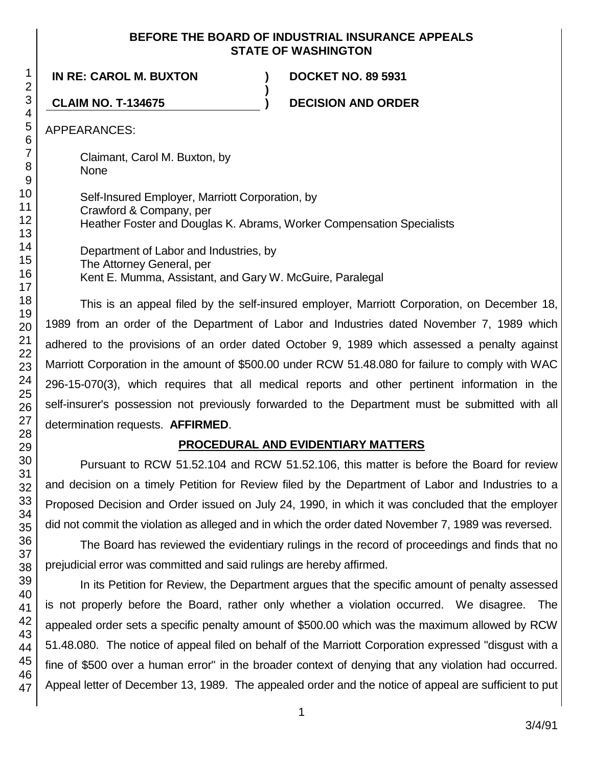**BEFORE THE BOARD OF INDUSTRIAL INSURANCE APPEALS**
**STATE OF WASHINGTON**

| | | |
|---|---|---|
| **IN RE: CAROL M. BUXTON** | **)** | **DOCKET NO. 89 5931** |
| | **)** | |
| **CLAIM NO. T-134675** | **)** | **DECISION AND ORDER** |

APPEARANCES:

Claimant, Carol M. Buxton, by
None

Self-Insured Employer, Marriott Corporation, by
Crawford & Company, per
Heather Foster and Douglas K. Abrams, Worker Compensation Specialists

Department of Labor and Industries, by
The Attorney General, per
Kent E. Mumma, Assistant, and Gary W. McGuire, Paralegal

This is an appeal filed by the self-insured employer, Marriott Corporation, on December 18, 1989 from an order of the Department of Labor and Industries dated November 7, 1989 which adhered to the provisions of an order dated October 9, 1989 which assessed a penalty against Marriott Corporation in the amount of $500.00 under RCW 51.48.080 for failure to comply with WAC 296-15-070(3), which requires that all medical reports and other pertinent information in the self-insurer's possession not previously forwarded to the Department must be submitted with all determination requests. **AFFIRMED**.

**PROCEDURAL AND EVIDENTIARY MATTERS**

Pursuant to RCW 51.52.104 and RCW 51.52.106, this matter is before the Board for review and decision on a timely Petition for Review filed by the Department of Labor and Industries to a Proposed Decision and Order issued on July 24, 1990, in which it was concluded that the employer did not commit the violation as alleged and in which the order dated November 7, 1989 was reversed.

The Board has reviewed the evidentiary rulings in the record of proceedings and finds that no prejudicial error was committed and said rulings are hereby affirmed.

In its Petition for Review, the Department argues that the specific amount of penalty assessed is not properly before the Board, rather only whether a violation occurred. We disagree. The appealed order sets a specific penalty amount of $500.00 which was the maximum allowed by RCW 51.48.080. The notice of appeal filed on behalf of the Marriott Corporation expressed "disgust with a fine of $500 over a human error" in the broader context of denying that any violation had occurred. Appeal letter of December 13, 1989. The appealed order and the notice of appeal are sufficient to put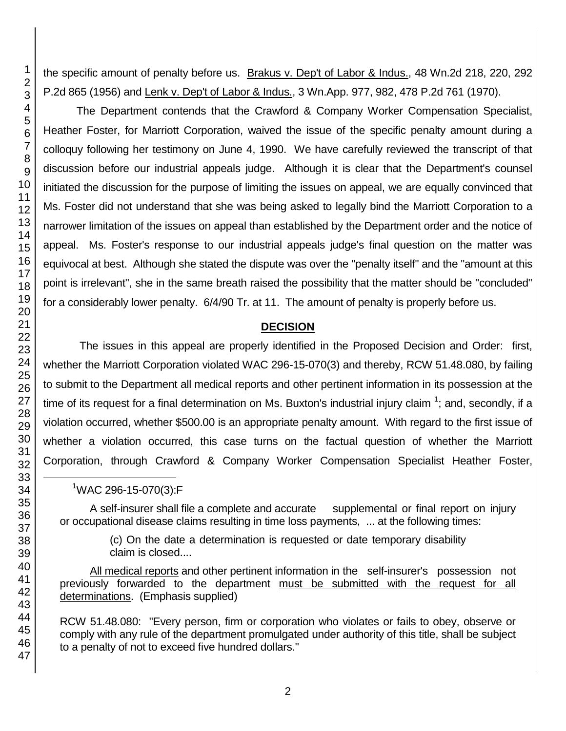the specific amount of penalty before us. Brakus v. Dep't of Labor & Indus., 48 Wn.2d 218, 220, 292 P.2d 865 (1956) and Lenk v. Dep't of Labor & Indus., 3 Wn.App. 977, 982, 478 P.2d 761 (1970).

The Department contends that the Crawford & Company Worker Compensation Specialist, Heather Foster, for Marriott Corporation, waived the issue of the specific penalty amount during a colloquy following her testimony on June 4, 1990. We have carefully reviewed the transcript of that discussion before our industrial appeals judge. Although it is clear that the Department's counsel initiated the discussion for the purpose of limiting the issues on appeal, we are equally convinced that Ms. Foster did not understand that she was being asked to legally bind the Marriott Corporation to a narrower limitation of the issues on appeal than established by the Department order and the notice of appeal. Ms. Foster's response to our industrial appeals judge's final question on the matter was equivocal at best. Although she stated the dispute was over the "penalty itself" and the "amount at this point is irrelevant", she in the same breath raised the possibility that the matter should be "concluded" for a considerably lower penalty. 6/4/90 Tr. at 11. The amount of penalty is properly before us.

## DECISION

The issues in this appeal are properly identified in the Proposed Decision and Order: first, whether the Marriott Corporation violated WAC 296-15-070(3) and thereby, RCW 51.48.080, by failing to submit to the Department all medical reports and other pertinent information in its possession at the time of its request for a final determination on Ms. Buxton's industrial injury claim [1]; and, secondly, if a violation occurred, whether $500.00 is an appropriate penalty amount. With regard to the first issue of whether a violation occurred, this case turns on the factual question of whether the Marriott Corporation, through Crawford & Company Worker Compensation Specialist Heather Foster,

---

[1] WAC 296-15-070(3):F

> A self-insurer shall file a complete and accurate supplemental or final report on injury or occupational disease claims resulting in time loss payments, ... at the following times:
>
> > (c) On the date a determination is requested or date temporary disability claim is closed....
>
> All medical reports and other pertinent information in the self-insurer's possession not previously forwarded to the department must be submitted with the request for all determinations. (Emphasis supplied)

RCW 51.48.080: "Every person, firm or corporation who violates or fails to obey, observe or comply with any rule of the department promulgated under authority of this title, shall be subject to a penalty of not to exceed five hundred dollars."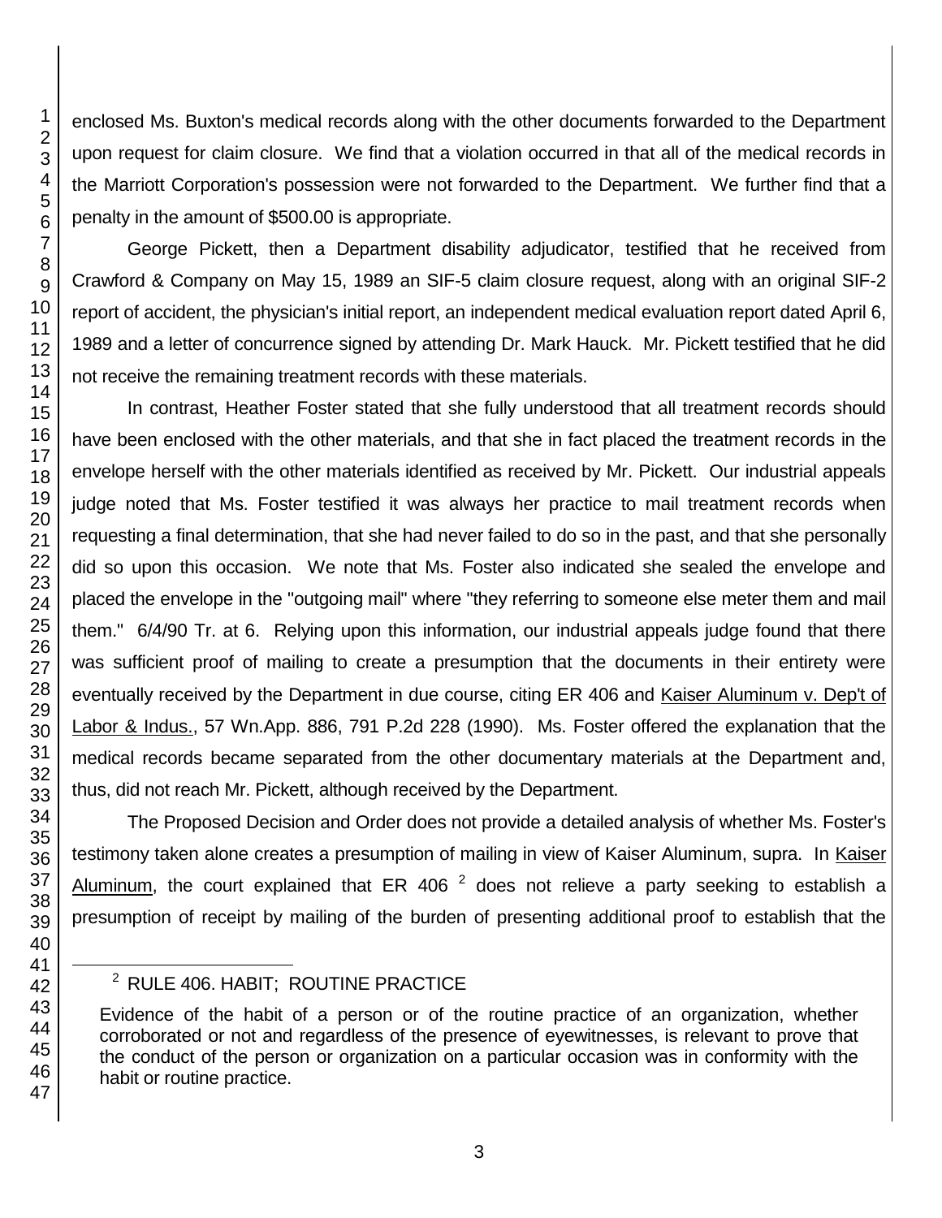enclosed Ms. Buxton's medical records along with the other documents forwarded to the Department upon request for claim closure. We find that a violation occurred in that all of the medical records in the Marriott Corporation's possession were not forwarded to the Department. We further find that a penalty in the amount of $500.00 is appropriate.

George Pickett, then a Department disability adjudicator, testified that he received from Crawford & Company on May 15, 1989 an SIF-5 claim closure request, along with an original SIF-2 report of accident, the physician's initial report, an independent medical evaluation report dated April 6, 1989 and a letter of concurrence signed by attending Dr. Mark Hauck. Mr. Pickett testified that he did not receive the remaining treatment records with these materials.

In contrast, Heather Foster stated that she fully understood that all treatment records should have been enclosed with the other materials, and that she in fact placed the treatment records in the envelope herself with the other materials identified as received by Mr. Pickett. Our industrial appeals judge noted that Ms. Foster testified it was always her practice to mail treatment records when requesting a final determination, that she had never failed to do so in the past, and that she personally did so upon this occasion. We note that Ms. Foster also indicated she sealed the envelope and placed the envelope in the "outgoing mail" where "they referring to someone else meter them and mail them." 6/4/90 Tr. at 6. Relying upon this information, our industrial appeals judge found that there was sufficient proof of mailing to create a presumption that the documents in their entirety were eventually received by the Department in due course, citing ER 406 and Kaiser Aluminum v. Dep't of Labor & Indus., 57 Wn.App. 886, 791 P.2d 228 (1990). Ms. Foster offered the explanation that the medical records became separated from the other documentary materials at the Department and, thus, did not reach Mr. Pickett, although received by the Department.

The Proposed Decision and Order does not provide a detailed analysis of whether Ms. Foster's testimony taken alone creates a presumption of mailing in view of Kaiser Aluminum, supra. In Kaiser Aluminum, the court explained that ER 406 [2] does not relieve a party seeking to establish a presumption of receipt by mailing of the burden of presenting additional proof to establish that the

---

[2] RULE 406. HABIT; ROUTINE PRACTICE

Evidence of the habit of a person or of the routine practice of an organization, whether corroborated or not and regardless of the presence of eyewitnesses, is relevant to prove that the conduct of the person or organization on a particular occasion was in conformity with the habit or routine practice.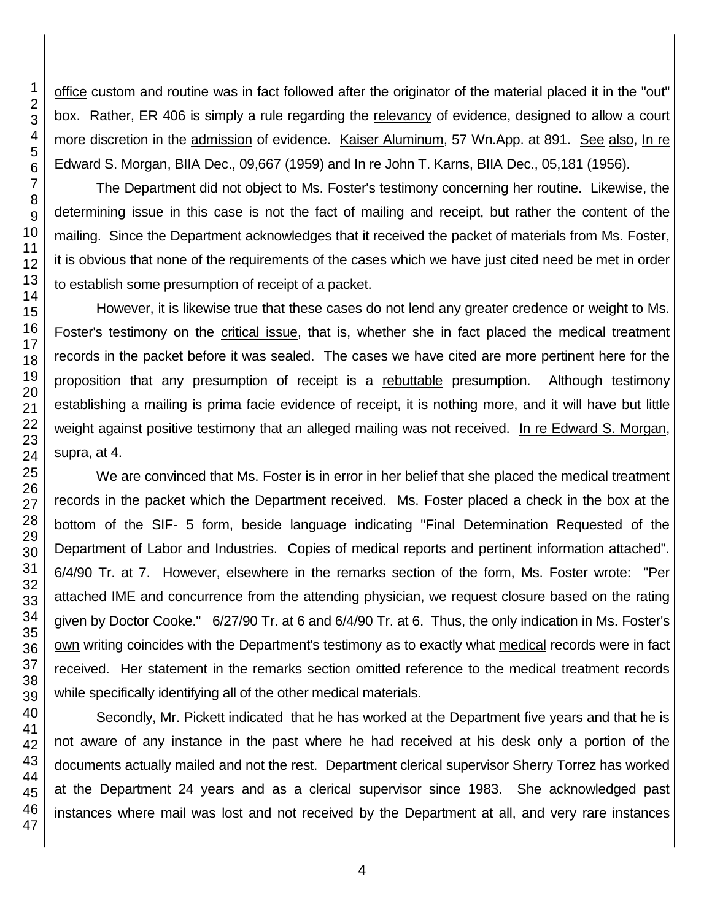office custom and routine was in fact followed after the originator of the material placed it in the "out" box. Rather, ER 406 is simply a rule regarding the relevancy of evidence, designed to allow a court more discretion in the admission of evidence. Kaiser Aluminum, 57 Wn.App. at 891. See also, In re Edward S. Morgan, BIIA Dec., 09,667 (1959) and In re John T. Karns, BIIA Dec., 05,181 (1956).

The Department did not object to Ms. Foster's testimony concerning her routine. Likewise, the determining issue in this case is not the fact of mailing and receipt, but rather the content of the mailing. Since the Department acknowledges that it received the packet of materials from Ms. Foster, it is obvious that none of the requirements of the cases which we have just cited need be met in order to establish some presumption of receipt of a packet.

However, it is likewise true that these cases do not lend any greater credence or weight to Ms. Foster's testimony on the critical issue, that is, whether she in fact placed the medical treatment records in the packet before it was sealed. The cases we have cited are more pertinent here for the proposition that any presumption of receipt is a rebuttable presumption. Although testimony establishing a mailing is prima facie evidence of receipt, it is nothing more, and it will have but little weight against positive testimony that an alleged mailing was not received. In re Edward S. Morgan, supra, at 4.

We are convinced that Ms. Foster is in error in her belief that she placed the medical treatment records in the packet which the Department received. Ms. Foster placed a check in the box at the bottom of the SIF- 5 form, beside language indicating "Final Determination Requested of the Department of Labor and Industries. Copies of medical reports and pertinent information attached". 6/4/90 Tr. at 7. However, elsewhere in the remarks section of the form, Ms. Foster wrote: "Per attached IME and concurrence from the attending physician, we request closure based on the rating given by Doctor Cooke." 6/27/90 Tr. at 6 and 6/4/90 Tr. at 6. Thus, the only indication in Ms. Foster's own writing coincides with the Department's testimony as to exactly what medical records were in fact received. Her statement in the remarks section omitted reference to the medical treatment records while specifically identifying all of the other medical materials.

Secondly, Mr. Pickett indicated that he has worked at the Department five years and that he is not aware of any instance in the past where he had received at his desk only a portion of the documents actually mailed and not the rest. Department clerical supervisor Sherry Torrez has worked at the Department 24 years and as a clerical supervisor since 1983. She acknowledged past instances where mail was lost and not received by the Department at all, and very rare instances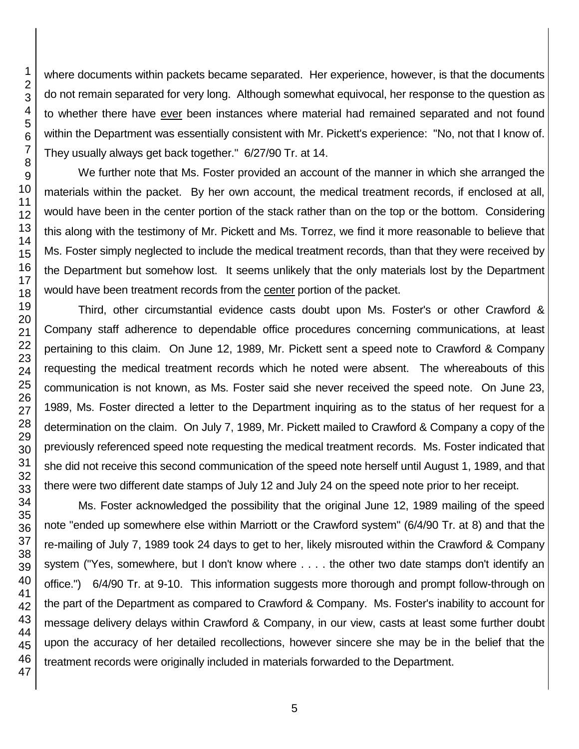where documents within packets became separated. Her experience, however, is that the documents do not remain separated for very long. Although somewhat equivocal, her response to the question as to whether there have ever been instances where material had remained separated and not found within the Department was essentially consistent with Mr. Pickett's experience: "No, not that I know of. They usually always get back together." 6/27/90 Tr. at 14.

We further note that Ms. Foster provided an account of the manner in which she arranged the materials within the packet. By her own account, the medical treatment records, if enclosed at all, would have been in the center portion of the stack rather than on the top or the bottom. Considering this along with the testimony of Mr. Pickett and Ms. Torrez, we find it more reasonable to believe that Ms. Foster simply neglected to include the medical treatment records, than that they were received by the Department but somehow lost. It seems unlikely that the only materials lost by the Department would have been treatment records from the center portion of the packet.

Third, other circumstantial evidence casts doubt upon Ms. Foster's or other Crawford & Company staff adherence to dependable office procedures concerning communications, at least pertaining to this claim. On June 12, 1989, Mr. Pickett sent a speed note to Crawford & Company requesting the medical treatment records which he noted were absent. The whereabouts of this communication is not known, as Ms. Foster said she never received the speed note. On June 23, 1989, Ms. Foster directed a letter to the Department inquiring as to the status of her request for a determination on the claim. On July 7, 1989, Mr. Pickett mailed to Crawford & Company a copy of the previously referenced speed note requesting the medical treatment records. Ms. Foster indicated that she did not receive this second communication of the speed note herself until August 1, 1989, and that there were two different date stamps of July 12 and July 24 on the speed note prior to her receipt.

Ms. Foster acknowledged the possibility that the original June 12, 1989 mailing of the speed note "ended up somewhere else within Marriott or the Crawford system" (6/4/90 Tr. at 8) and that the re-mailing of July 7, 1989 took 24 days to get to her, likely misrouted within the Crawford & Company system ("Yes, somewhere, but I don't know where . . . . the other two date stamps don't identify an office.") 6/4/90 Tr. at 9-10. This information suggests more thorough and prompt follow-through on the part of the Department as compared to Crawford & Company. Ms. Foster's inability to account for message delivery delays within Crawford & Company, in our view, casts at least some further doubt upon the accuracy of her detailed recollections, however sincere she may be in the belief that the treatment records were originally included in materials forwarded to the Department.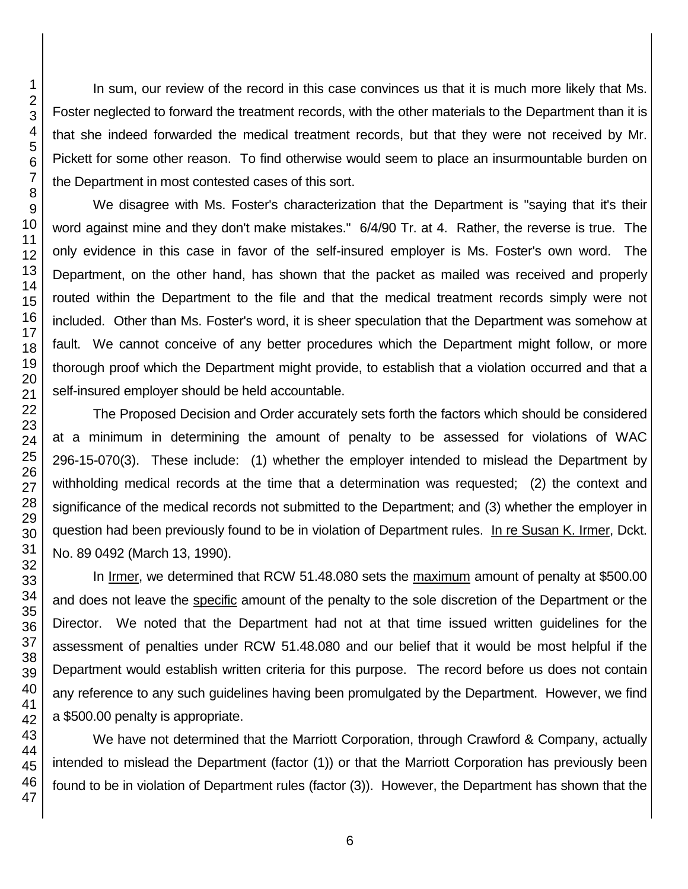In sum, our review of the record in this case convinces us that it is much more likely that Ms. Foster neglected to forward the treatment records, with the other materials to the Department than it is that she indeed forwarded the medical treatment records, but that they were not received by Mr. Pickett for some other reason. To find otherwise would seem to place an insurmountable burden on the Department in most contested cases of this sort.

We disagree with Ms. Foster's characterization that the Department is "saying that it's their word against mine and they don't make mistakes." 6/4/90 Tr. at 4. Rather, the reverse is true. The only evidence in this case in favor of the self-insured employer is Ms. Foster's own word. The Department, on the other hand, has shown that the packet as mailed was received and properly routed within the Department to the file and that the medical treatment records simply were not included. Other than Ms. Foster's word, it is sheer speculation that the Department was somehow at fault. We cannot conceive of any better procedures which the Department might follow, or more thorough proof which the Department might provide, to establish that a violation occurred and that a self-insured employer should be held accountable.

The Proposed Decision and Order accurately sets forth the factors which should be considered at a minimum in determining the amount of penalty to be assessed for violations of WAC 296-15-070(3). These include: (1) whether the employer intended to mislead the Department by withholding medical records at the time that a determination was requested; (2) the context and significance of the medical records not submitted to the Department; and (3) whether the employer in question had been previously found to be in violation of Department rules. In re Susan K. Irmer, Dckt. No. 89 0492 (March 13, 1990).

In Irmer, we determined that RCW 51.48.080 sets the maximum amount of penalty at $500.00 and does not leave the specific amount of the penalty to the sole discretion of the Department or the Director. We noted that the Department had not at that time issued written guidelines for the assessment of penalties under RCW 51.48.080 and our belief that it would be most helpful if the Department would establish written criteria for this purpose. The record before us does not contain any reference to any such guidelines having been promulgated by the Department. However, we find a $500.00 penalty is appropriate.

We have not determined that the Marriott Corporation, through Crawford & Company, actually intended to mislead the Department (factor (1)) or that the Marriott Corporation has previously been found to be in violation of Department rules (factor (3)). However, the Department has shown that the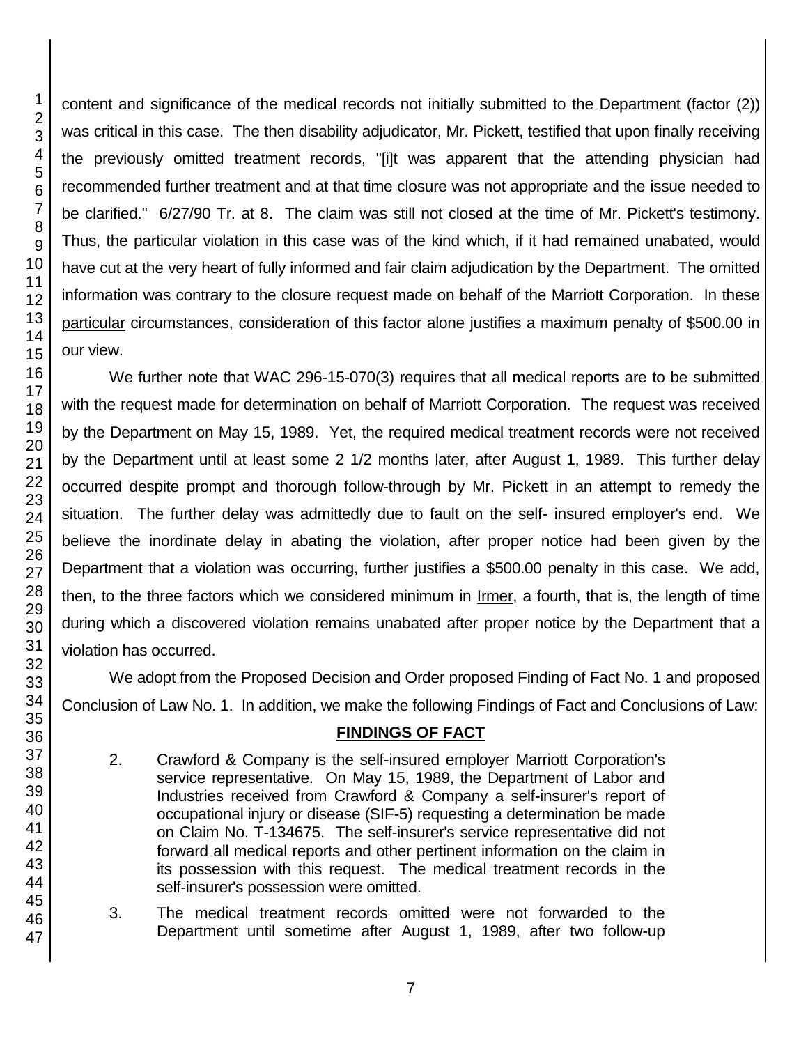content and significance of the medical records not initially submitted to the Department (factor (2)) was critical in this case. The then disability adjudicator, Mr. Pickett, testified that upon finally receiving the previously omitted treatment records, "[i]t was apparent that the attending physician had recommended further treatment and at that time closure was not appropriate and the issue needed to be clarified." 6/27/90 Tr. at 8. The claim was still not closed at the time of Mr. Pickett's testimony. Thus, the particular violation in this case was of the kind which, if it had remained unabated, would have cut at the very heart of fully informed and fair claim adjudication by the Department. The omitted information was contrary to the closure request made on behalf of the Marriott Corporation. In these particular circumstances, consideration of this factor alone justifies a maximum penalty of $500.00 in our view.

We further note that WAC 296-15-070(3) requires that all medical reports are to be submitted with the request made for determination on behalf of Marriott Corporation. The request was received by the Department on May 15, 1989. Yet, the required medical treatment records were not received by the Department until at least some 2 1/2 months later, after August 1, 1989. This further delay occurred despite prompt and thorough follow-through by Mr. Pickett in an attempt to remedy the situation. The further delay was admittedly due to fault on the self- insured employer's end. We believe the inordinate delay in abating the violation, after proper notice had been given by the Department that a violation was occurring, further justifies a $500.00 penalty in this case. We add, then, to the three factors which we considered minimum in Irmer, a fourth, that is, the length of time during which a discovered violation remains unabated after proper notice by the Department that a violation has occurred.

We adopt from the Proposed Decision and Order proposed Finding of Fact No. 1 and proposed Conclusion of Law No. 1. In addition, we make the following Findings of Fact and Conclusions of Law:

## FINDINGS OF FACT

2. Crawford & Company is the self-insured employer Marriott Corporation's service representative. On May 15, 1989, the Department of Labor and Industries received from Crawford & Company a self-insurer's report of occupational injury or disease (SIF-5) requesting a determination be made on Claim No. T-134675. The self-insurer's service representative did not forward all medical reports and other pertinent information on the claim in its possession with this request. The medical treatment records in the self-insurer's possession were omitted.

3. The medical treatment records omitted were not forwarded to the Department until sometime after August 1, 1989, after two follow-up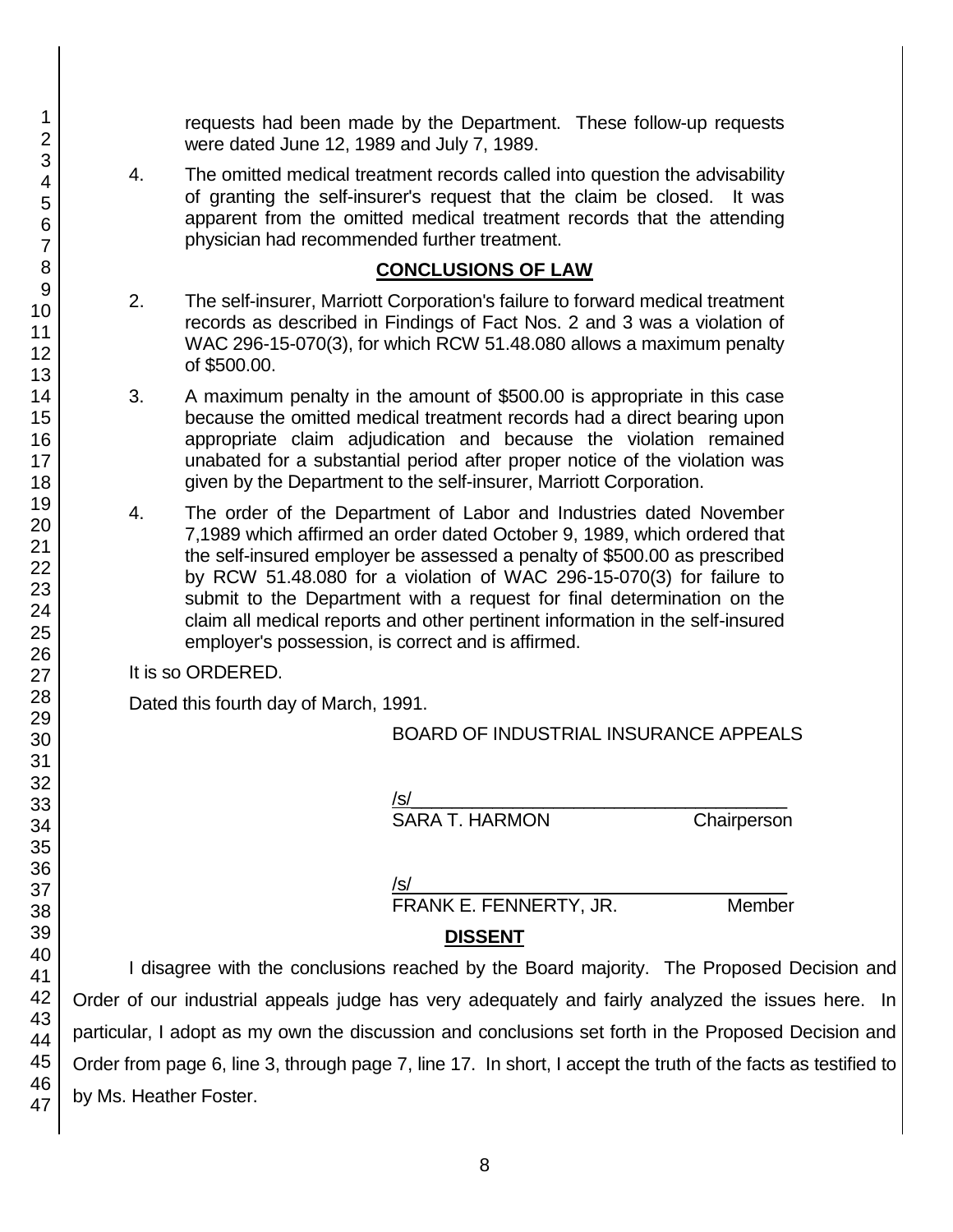requests had been made by the Department. These follow-up requests were dated June 12, 1989 and July 7, 1989.

4. The omitted medical treatment records called into question the advisability of granting the self-insurer's request that the claim be closed. It was apparent from the omitted medical treatment records that the attending physician had recommended further treatment.

## CONCLUSIONS OF LAW

2. The self-insurer, Marriott Corporation's failure to forward medical treatment records as described in Findings of Fact Nos. 2 and 3 was a violation of WAC 296-15-070(3), for which RCW 51.48.080 allows a maximum penalty of $500.00.

3. A maximum penalty in the amount of $500.00 is appropriate in this case because the omitted medical treatment records had a direct bearing upon appropriate claim adjudication and because the violation remained unabated for a substantial period after proper notice of the violation was given by the Department to the self-insurer, Marriott Corporation.

4. The order of the Department of Labor and Industries dated November 7,1989 which affirmed an order dated October 9, 1989, which ordered that the self-insured employer be assessed a penalty of $500.00 as prescribed by RCW 51.48.080 for a violation of WAC 296-15-070(3) for failure to submit to the Department with a request for final determination on the claim all medical reports and other pertinent information in the self-insured employer's possession, is correct and is affirmed.

It is so ORDERED.

Dated this fourth day of March, 1991.

BOARD OF INDUSTRIAL INSURANCE APPEALS

/s/
SARA T. HARMON Chairperson

/s/
FRANK E. FENNERTY, JR. Member

## DISSENT

I disagree with the conclusions reached by the Board majority. The Proposed Decision and Order of our industrial appeals judge has very adequately and fairly analyzed the issues here. In particular, I adopt as my own the discussion and conclusions set forth in the Proposed Decision and Order from page 6, line 3, through page 7, line 17. In short, I accept the truth of the facts as testified to by Ms. Heather Foster.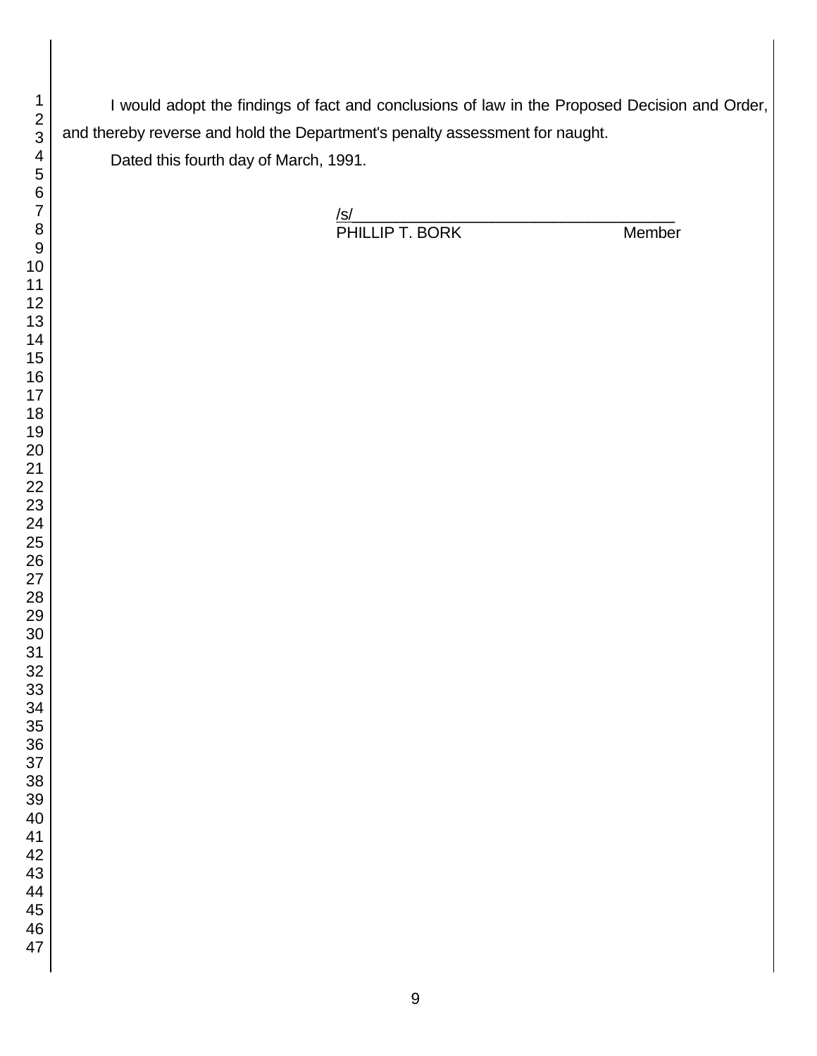I would adopt the findings of fact and conclusions of law in the Proposed Decision and Order, and thereby reverse and hold the Department's penalty assessment for naught.

Dated this fourth day of March, 1991.

/s/_______________________________________
PHILLIP T. BORK                                   Member